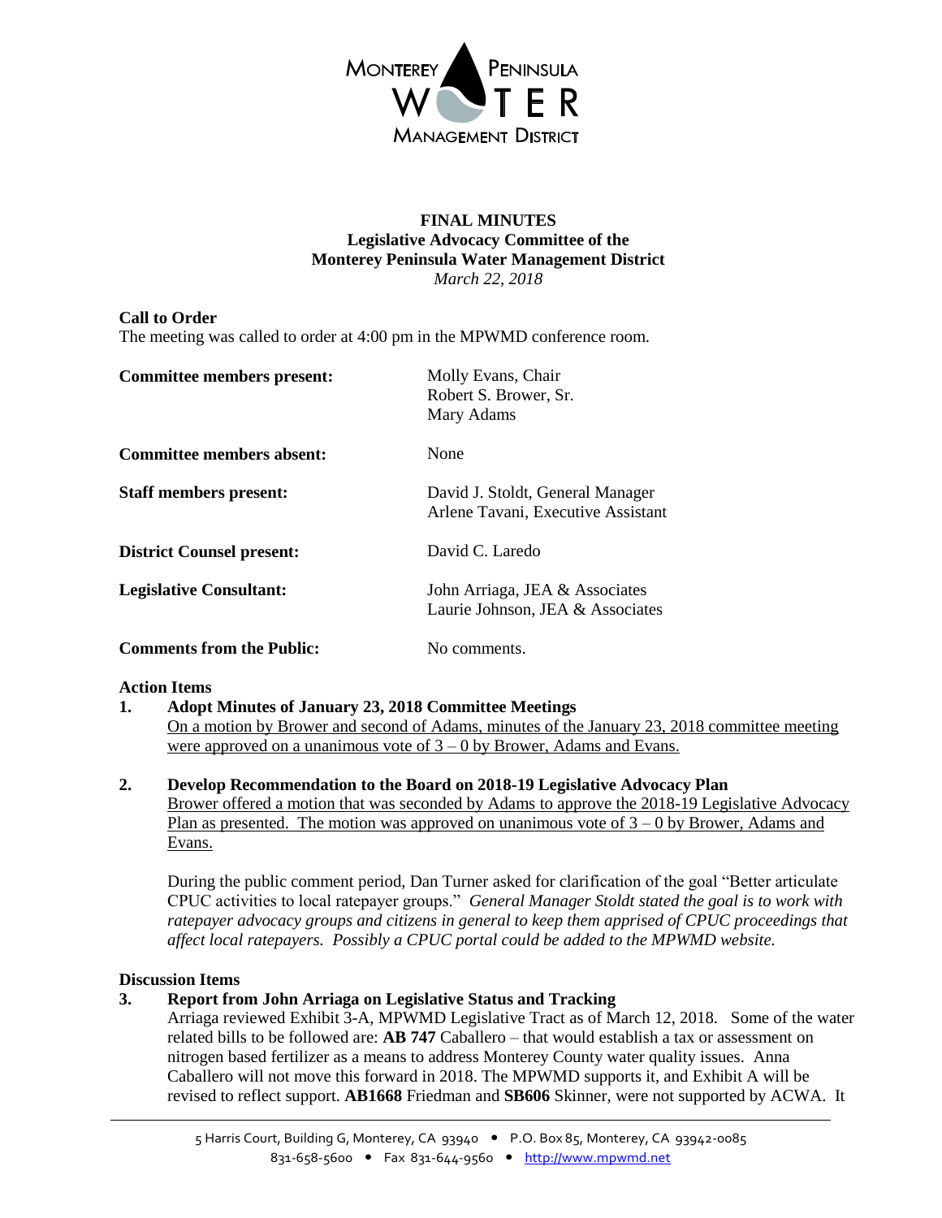**FINAL MINUTES**
**Legislative Advocacy Committee of the**
**Monterey Peninsula Water Management District**
*March 22, 2018*

**Call to Order**
The meeting was called to order at 4:00 pm in the MPWMD conference room.

| | |
|---|---|
| **Committee members present:** | Molly Evans, Chair<br>Robert S. Brower, Sr.<br>Mary Adams |
| **Committee members absent:** | None |
| **Staff members present:** | David J. Stoldt, General Manager<br>Arlene Tavani, Executive Assistant |
| **District Counsel present:** | David C. Laredo |
| **Legislative Consultant:** | John Arriaga, JEA & Associates<br>Laurie Johnson, JEA & Associates |
| **Comments from the Public:** | No comments. |

**Action Items**

1. **Adopt Minutes of January 23, 2018 Committee Meetings**
   <u>On a motion by Brower and second of Adams, minutes of the January 23, 2018 committee meeting were approved on a unanimous vote of 3 – 0 by Brower, Adams and Evans.</u>

2. **Develop Recommendation to the Board on 2018-19 Legislative Advocacy Plan**
   <u>Brower offered a motion that was seconded by Adams to approve the 2018-19 Legislative Advocacy Plan as presented. The motion was approved on unanimous vote of 3 – 0 by Brower, Adams and Evans.</u>

   During the public comment period, Dan Turner asked for clarification of the goal "Better articulate CPUC activities to local ratepayer groups." *General Manager Stoldt stated the goal is to work with ratepayer advocacy groups and citizens in general to keep them apprised of CPUC proceedings that affect local ratepayers. Possibly a CPUC portal could be added to the MPWMD website.*

**Discussion Items**

3. **Report from John Arriaga on Legislative Status and Tracking**
   Arriaga reviewed Exhibit 3-A, MPWMD Legislative Tract as of March 12, 2018. Some of the water related bills to be followed are: **AB 747** Caballero – that would establish a tax or assessment on nitrogen based fertilizer as a means to address Monterey County water quality issues. Anna Caballero will not move this forward in 2018. The MPWMD supports it, and Exhibit A will be revised to reflect support. **AB1668** Friedman and **SB606** Skinner, were not supported by ACWA. It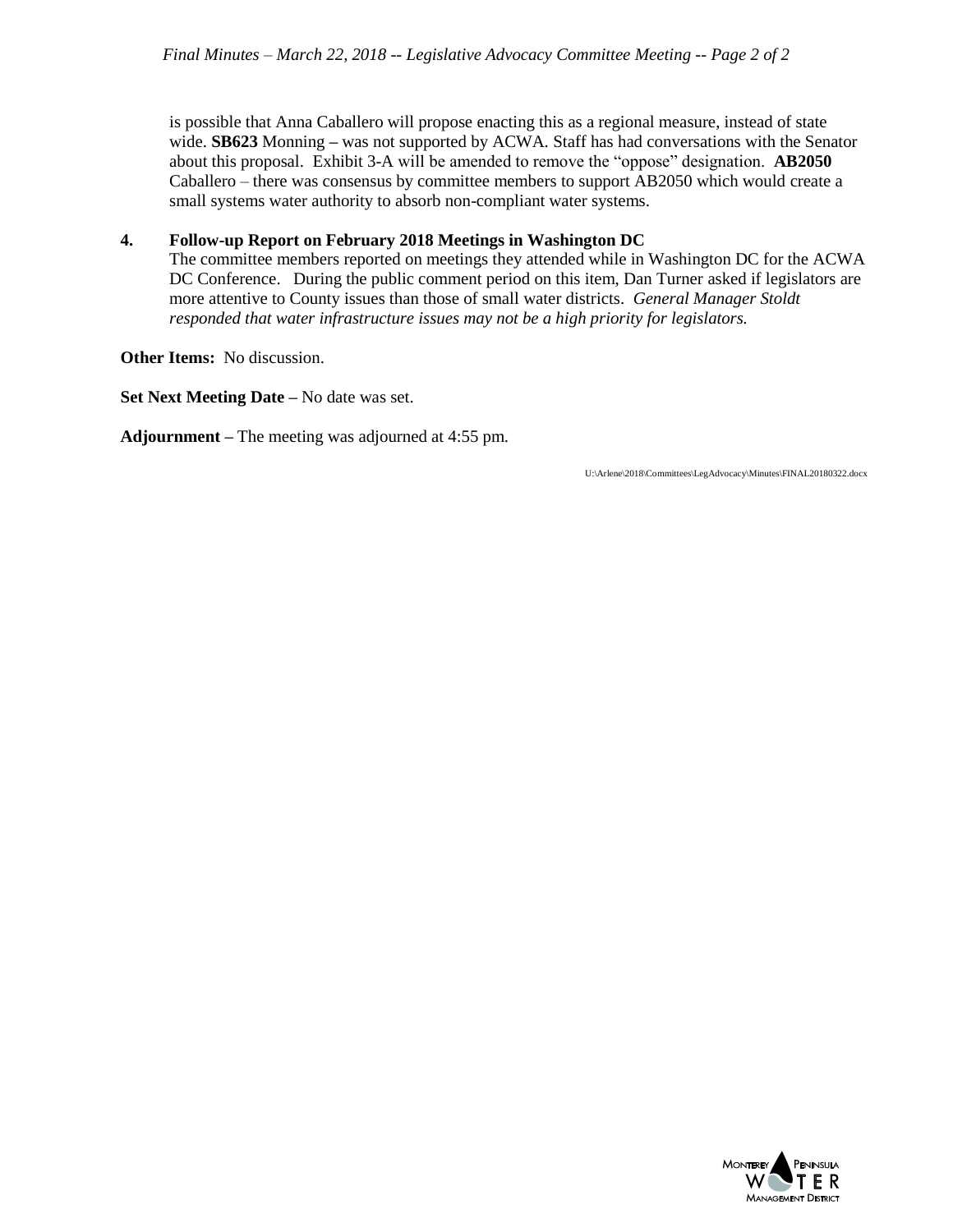is possible that Anna Caballero will propose enacting this as a regional measure, instead of state wide. **SB623** Monning – was not supported by ACWA. Staff has had conversations with the Senator about this proposal. Exhibit 3-A will be amended to remove the "oppose" designation. **AB2050** Caballero – there was consensus by committee members to support AB2050 which would create a small systems water authority to absorb non-compliant water systems.

**4. Follow-up Report on February 2018 Meetings in Washington DC**

The committee members reported on meetings they attended while in Washington DC for the ACWA DC Conference. During the public comment period on this item, Dan Turner asked if legislators are more attentive to County issues than those of small water districts. *General Manager Stoldt responded that water infrastructure issues may not be a high priority for legislators.*

**Other Items:** No discussion.

**Set Next Meeting Date –** No date was set.

**Adjournment –** The meeting was adjourned at 4:55 pm.

U:\Arlene\2018\Committees\LegAdvocacy\Minutes\FINAL20180322.docx